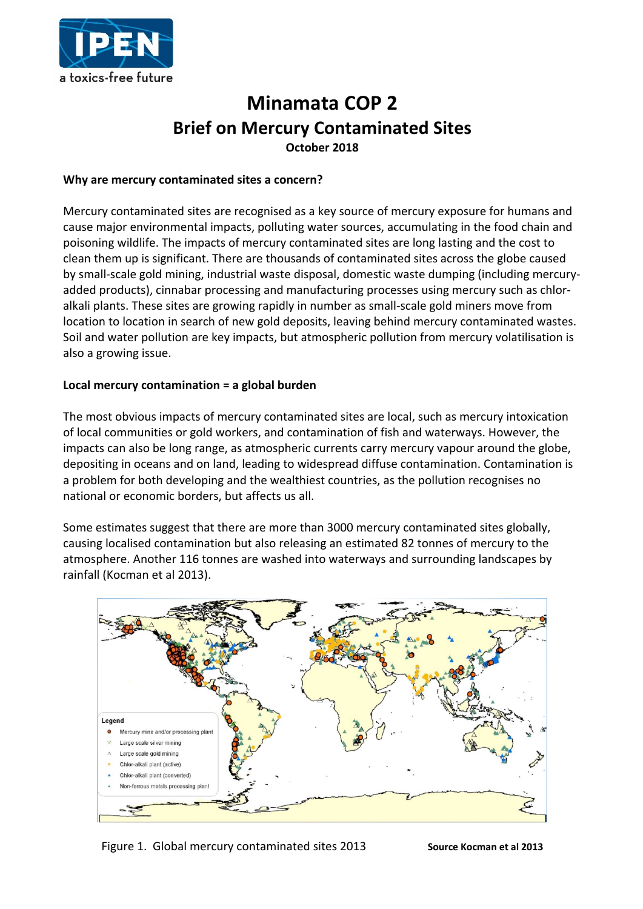# Minamata COP 2

## Brief on Mercury Contaminated Sites

**October 2018**

**Why are mercury contaminated sites a concern?**

Mercury contaminated sites are recognised as a key source of mercury exposure for humans and cause major environmental impacts, polluting water sources, accumulating in the food chain and poisoning wildlife. The impacts of mercury contaminated sites are long lasting and the cost to clean them up is significant. There are thousands of contaminated sites across the globe caused by small-scale gold mining, industrial waste disposal, domestic waste dumping (including mercury-added products), cinnabar processing and manufacturing processes using mercury such as chlor-alkali plants. These sites are growing rapidly in number as small-scale gold miners move from location to location in search of new gold deposits, leaving behind mercury contaminated wastes. Soil and water pollution are key impacts, but atmospheric pollution from mercury volatilisation is also a growing issue.

**Local mercury contamination = a global burden**

The most obvious impacts of mercury contaminated sites are local, such as mercury intoxication of local communities or gold workers, and contamination of fish and waterways. However, the impacts can also be long range, as atmospheric currents carry mercury vapour around the globe, depositing in oceans and on land, leading to widespread diffuse contamination. Contamination is a problem for both developing and the wealthiest countries, as the pollution recognises no national or economic borders, but affects us all.

Some estimates suggest that there are more than 3000 mercury contaminated sites globally, causing localised contamination but also releasing an estimated 82 tonnes of mercury to the atmosphere. Another 116 tonnes are washed into waterways and surrounding landscapes by rainfall (Kocman et al 2013).

Legend
- Mercury mine and/or processing plant
- Large scale silver mining
- Large scale gold mining
- Chlor-alkali plant (active)
- Chlor-alkali plant (converted)
- Non-ferrous metals processing plant

Figure 1. Global mercury contaminated sites 2013 **Source Kocman et al 2013**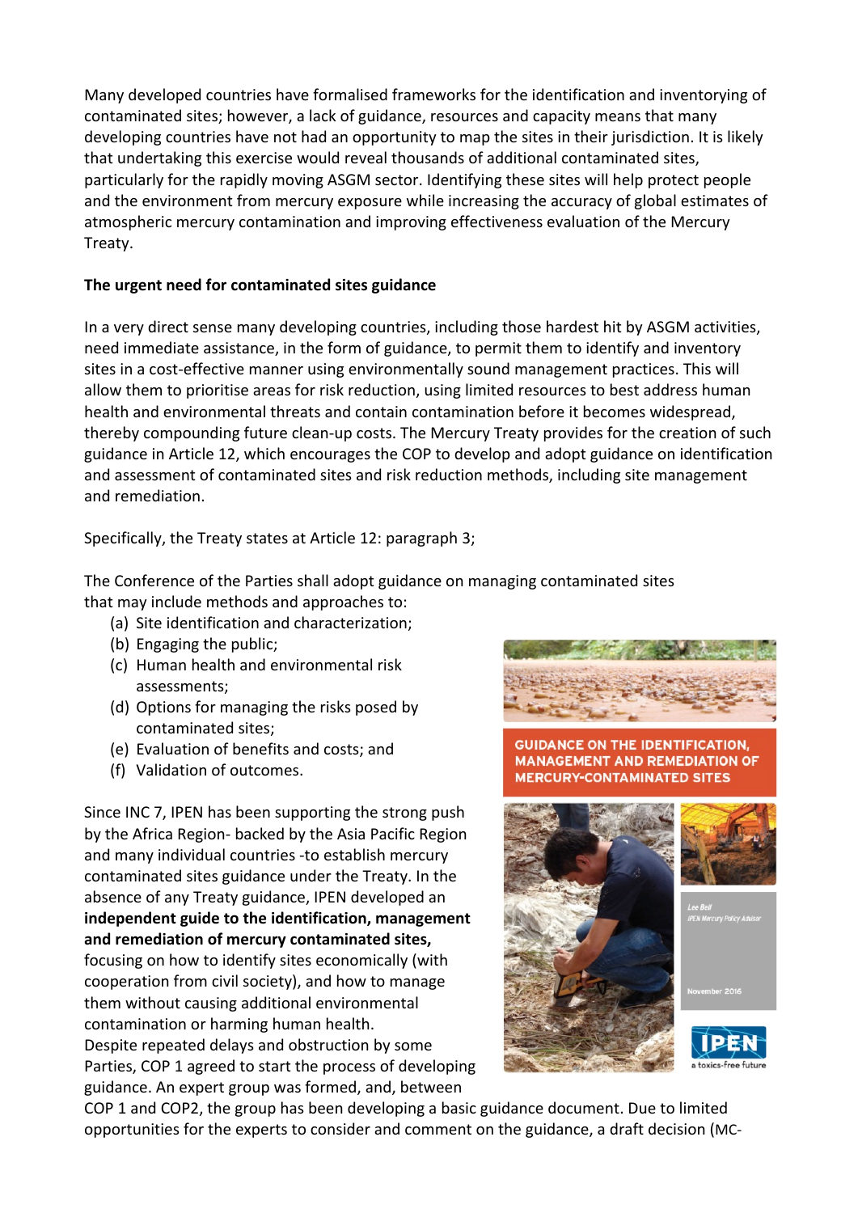Many developed countries have formalised frameworks for the identification and inventorying of contaminated sites; however, a lack of guidance, resources and capacity means that many developing countries have not had an opportunity to map the sites in their jurisdiction. It is likely that undertaking this exercise would reveal thousands of additional contaminated sites, particularly for the rapidly moving ASGM sector. Identifying these sites will help protect people and the environment from mercury exposure while increasing the accuracy of global estimates of atmospheric mercury contamination and improving effectiveness evaluation of the Mercury Treaty.

**The urgent need for contaminated sites guidance**

In a very direct sense many developing countries, including those hardest hit by ASGM activities, need immediate assistance, in the form of guidance, to permit them to identify and inventory sites in a cost-effective manner using environmentally sound management practices. This will allow them to prioritise areas for risk reduction, using limited resources to best address human health and environmental threats and contain contamination before it becomes widespread, thereby compounding future clean-up costs. The Mercury Treaty provides for the creation of such guidance in Article 12, which encourages the COP to develop and adopt guidance on identification and assessment of contaminated sites and risk reduction methods, including site management and remediation.

Specifically, the Treaty states at Article 12: paragraph 3;

The Conference of the Parties shall adopt guidance on managing contaminated sites that may include methods and approaches to:

(a) Site identification and characterization;
(b) Engaging the public;
(c) Human health and environmental risk assessments;
(d) Options for managing the risks posed by contaminated sites;
(e) Evaluation of benefits and costs; and
(f) Validation of outcomes.

GUIDANCE ON THE IDENTIFICATION, MANAGEMENT AND REMEDIATION OF MERCURY-CONTAMINATED SITES

Lee Bell
IPEN Mercury Policy Advisor

November 2016

IPEN
a toxics-free future

Since INC 7, IPEN has been supporting the strong push by the Africa Region- backed by the Asia Pacific Region and many individual countries -to establish mercury contaminated sites guidance under the Treaty. In the absence of any Treaty guidance, IPEN developed an **independent guide to the identification, management and remediation of mercury contaminated sites,** focusing on how to identify sites economically (with cooperation from civil society), and how to manage them without causing additional environmental contamination or harming human health.
Despite repeated delays and obstruction by some Parties, COP 1 agreed to start the process of developing guidance. An expert group was formed, and, between COP 1 and COP2, the group has been developing a basic guidance document. Due to limited opportunities for the experts to consider and comment on the guidance, a draft decision (MC-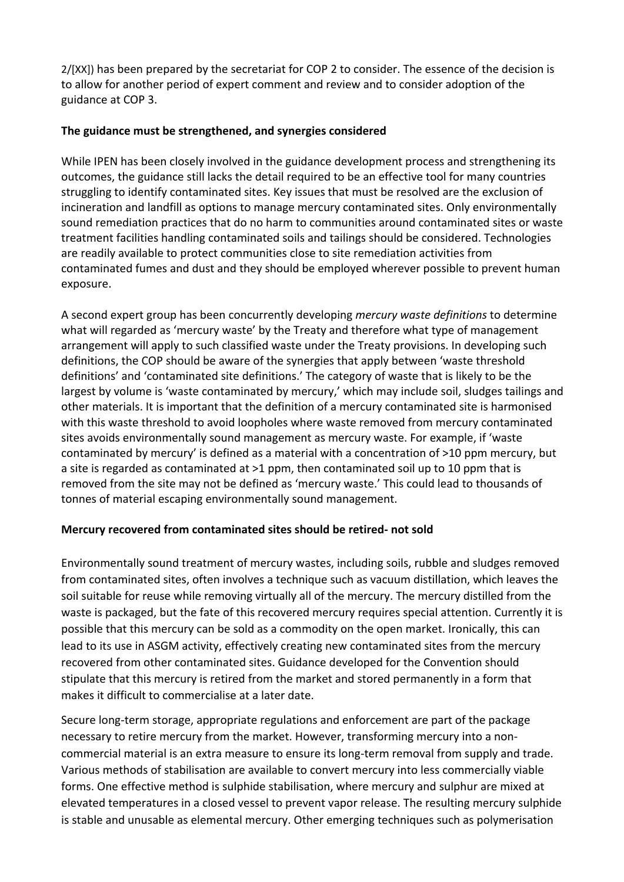2/[XX]) has been prepared by the secretariat for COP 2 to consider. The essence of the decision is to allow for another period of expert comment and review and to consider adoption of the guidance at COP 3.

**The guidance must be strengthened, and synergies considered**

While IPEN has been closely involved in the guidance development process and strengthening its outcomes, the guidance still lacks the detail required to be an effective tool for many countries struggling to identify contaminated sites. Key issues that must be resolved are the exclusion of incineration and landfill as options to manage mercury contaminated sites. Only environmentally sound remediation practices that do no harm to communities around contaminated sites or waste treatment facilities handling contaminated soils and tailings should be considered. Technologies are readily available to protect communities close to site remediation activities from contaminated fumes and dust and they should be employed wherever possible to prevent human exposure.

A second expert group has been concurrently developing *mercury waste definitions* to determine what will regarded as 'mercury waste' by the Treaty and therefore what type of management arrangement will apply to such classified waste under the Treaty provisions. In developing such definitions, the COP should be aware of the synergies that apply between 'waste threshold definitions' and 'contaminated site definitions.' The category of waste that is likely to be the largest by volume is 'waste contaminated by mercury,' which may include soil, sludges tailings and other materials. It is important that the definition of a mercury contaminated site is harmonised with this waste threshold to avoid loopholes where waste removed from mercury contaminated sites avoids environmentally sound management as mercury waste. For example, if 'waste contaminated by mercury' is defined as a material with a concentration of >10 ppm mercury, but a site is regarded as contaminated at >1 ppm, then contaminated soil up to 10 ppm that is removed from the site may not be defined as 'mercury waste.' This could lead to thousands of tonnes of material escaping environmentally sound management.

**Mercury recovered from contaminated sites should be retired- not sold**

Environmentally sound treatment of mercury wastes, including soils, rubble and sludges removed from contaminated sites, often involves a technique such as vacuum distillation, which leaves the soil suitable for reuse while removing virtually all of the mercury. The mercury distilled from the waste is packaged, but the fate of this recovered mercury requires special attention. Currently it is possible that this mercury can be sold as a commodity on the open market. Ironically, this can lead to its use in ASGM activity, effectively creating new contaminated sites from the mercury recovered from other contaminated sites. Guidance developed for the Convention should stipulate that this mercury is retired from the market and stored permanently in a form that makes it difficult to commercialise at a later date.

Secure long-term storage, appropriate regulations and enforcement are part of the package necessary to retire mercury from the market. However, transforming mercury into a non-commercial material is an extra measure to ensure its long-term removal from supply and trade. Various methods of stabilisation are available to convert mercury into less commercially viable forms. One effective method is sulphide stabilisation, where mercury and sulphur are mixed at elevated temperatures in a closed vessel to prevent vapor release. The resulting mercury sulphide is stable and unusable as elemental mercury. Other emerging techniques such as polymerisation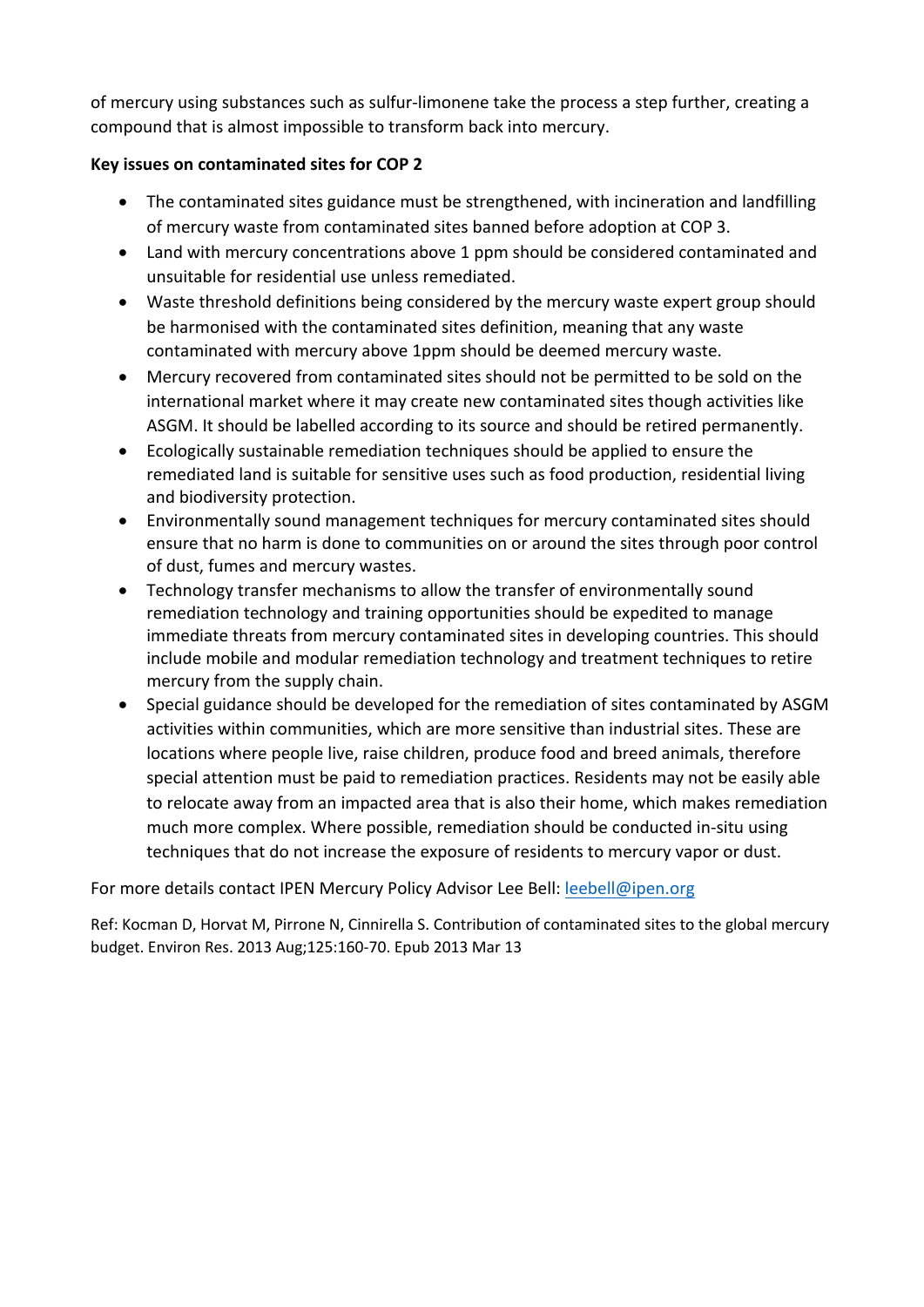of mercury using substances such as sulfur-limonene take the process a step further, creating a compound that is almost impossible to transform back into mercury.

**Key issues on contaminated sites for COP 2**

- The contaminated sites guidance must be strengthened, with incineration and landfilling of mercury waste from contaminated sites banned before adoption at COP 3.
- Land with mercury concentrations above 1 ppm should be considered contaminated and unsuitable for residential use unless remediated.
- Waste threshold definitions being considered by the mercury waste expert group should be harmonised with the contaminated sites definition, meaning that any waste contaminated with mercury above 1ppm should be deemed mercury waste.
- Mercury recovered from contaminated sites should not be permitted to be sold on the international market where it may create new contaminated sites though activities like ASGM. It should be labelled according to its source and should be retired permanently.
- Ecologically sustainable remediation techniques should be applied to ensure the remediated land is suitable for sensitive uses such as food production, residential living and biodiversity protection.
- Environmentally sound management techniques for mercury contaminated sites should ensure that no harm is done to communities on or around the sites through poor control of dust, fumes and mercury wastes.
- Technology transfer mechanisms to allow the transfer of environmentally sound remediation technology and training opportunities should be expedited to manage immediate threats from mercury contaminated sites in developing countries. This should include mobile and modular remediation technology and treatment techniques to retire mercury from the supply chain.
- Special guidance should be developed for the remediation of sites contaminated by ASGM activities within communities, which are more sensitive than industrial sites. These are locations where people live, raise children, produce food and breed animals, therefore special attention must be paid to remediation practices. Residents may not be easily able to relocate away from an impacted area that is also their home, which makes remediation much more complex. Where possible, remediation should be conducted in-situ using techniques that do not increase the exposure of residents to mercury vapor or dust.

For more details contact IPEN Mercury Policy Advisor Lee Bell: leebell@ipen.org

Ref: Kocman D, Horvat M, Pirrone N, Cinnirella S. Contribution of contaminated sites to the global mercury budget. Environ Res. 2013 Aug;125:160-70. Epub 2013 Mar 13